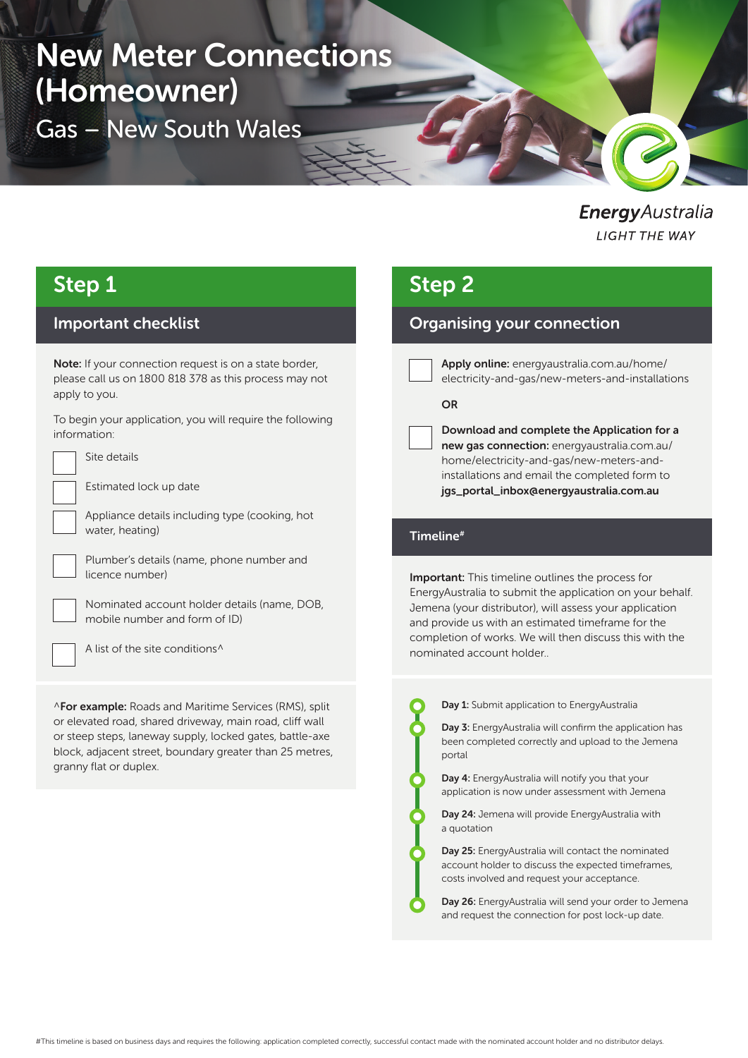# New Meter Connections (Homeowner)

## Gas – New South Wales

EnergyAustralia
LIGHT THE WAY

## Step 1

### Important checklist

**Note:** If your connection request is on a state border, please call us on 1800 818 378 as this process may not apply to you.

To begin your application, you will require the following information:

- [ ] Site details
- [ ] Estimated lock up date
- [ ] Appliance details including type (cooking, hot water, heating)
- [ ] Plumber's details (name, phone number and licence number)
- [ ] Nominated account holder details (name, DOB, mobile number and form of ID)
- [ ] A list of the site conditions^

^**For example:** Roads and Maritime Services (RMS), split or elevated road, shared driveway, main road, cliff wall or steep steps, laneway supply, locked gates, battle-axe block, adjacent street, boundary greater than 25 metres, granny flat or duplex.

## Step 2

### Organising your connection

- [ ] **Apply online:** energyaustralia.com.au/home/electricity-and-gas/new-meters-and-installations

OR

- [ ] **Download and complete the Application for a new gas connection:** energyaustralia.com.au/home/electricity-and-gas/new-meters-and-installations and email the completed form to **jgs_portal_inbox@energyaustralia.com.au**

### Timeline#

**Important:** This timeline outlines the process for EnergyAustralia to submit the application on your behalf. Jemena (your distributor), will assess your application and provide us with an estimated timeframe for the completion of works. We will then discuss this with the nominated account holder..

- **Day 1:** Submit application to EnergyAustralia
- **Day 3:** EnergyAustralia will confirm the application has been completed correctly and upload to the Jemena portal
- **Day 4:** EnergyAustralia will notify you that your application is now under assessment with Jemena
- **Day 24:** Jemena will provide EnergyAustralia with a quotation
- **Day 25:** EnergyAustralia will contact the nominated account holder to discuss the expected timeframes, costs involved and request your acceptance.
- **Day 26:** EnergyAustralia will send your order to Jemena and request the connection for post lock-up date.

#This timeline is based on business days and requires the following: application completed correctly, successful contact made with the nominated account holder and no distributor delays.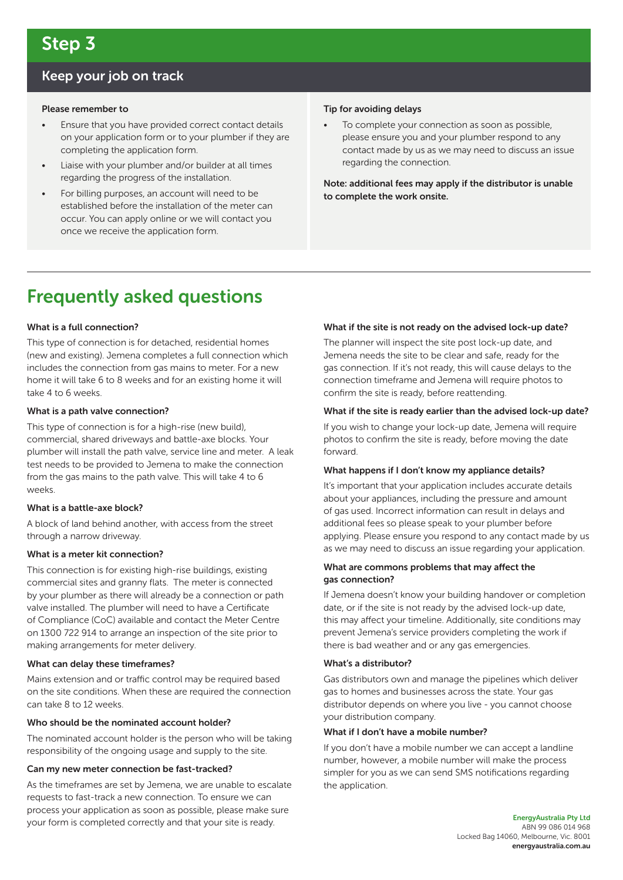# Step 3

## Keep your job on track

**Please remember to**

- Ensure that you have provided correct contact details on your application form or to your plumber if they are completing the application form.
- Liaise with your plumber and/or builder at all times regarding the progress of the installation.
- For billing purposes, an account will need to be established before the installation of the meter can occur. You can apply online or we will contact you once we receive the application form.

**Tip for avoiding delays**

- To complete your connection as soon as possible, please ensure you and your plumber respond to any contact made by us as we may need to discuss an issue regarding the connection.

**Note: additional fees may apply if the distributor is unable to complete the work onsite.**

# Frequently asked questions

**What is a full connection?**

This type of connection is for detached, residential homes (new and existing). Jemena completes a full connection which includes the connection from gas mains to meter. For a new home it will take 6 to 8 weeks and for an existing home it will take 4 to 6 weeks.

**What is a path valve connection?**

This type of connection is for a high-rise (new build), commercial, shared driveways and battle-axe blocks. Your plumber will install the path valve, service line and meter. A leak test needs to be provided to Jemena to make the connection from the gas mains to the path valve. This will take 4 to 6 weeks.

**What is a battle-axe block?**

A block of land behind another, with access from the street through a narrow driveway.

**What is a meter kit connection?**

This connection is for existing high-rise buildings, existing commercial sites and granny flats. The meter is connected by your plumber as there will already be a connection or path valve installed. The plumber will need to have a Certificate of Compliance (CoC) available and contact the Meter Centre on 1300 722 914 to arrange an inspection of the site prior to making arrangements for meter delivery.

**What can delay these timeframes?**

Mains extension and or traffic control may be required based on the site conditions. When these are required the connection can take 8 to 12 weeks.

**Who should be the nominated account holder?**

The nominated account holder is the person who will be taking responsibility of the ongoing usage and supply to the site.

**Can my new meter connection be fast-tracked?**

As the timeframes are set by Jemena, we are unable to escalate requests to fast-track a new connection. To ensure we can process your application as soon as possible, please make sure your form is completed correctly and that your site is ready.

**What if the site is not ready on the advised lock-up date?**

The planner will inspect the site post lock-up date, and Jemena needs the site to be clear and safe, ready for the gas connection. If it's not ready, this will cause delays to the connection timeframe and Jemena will require photos to confirm the site is ready, before reattending.

**What if the site is ready earlier than the advised lock-up date?**

If you wish to change your lock-up date, Jemena will require photos to confirm the site is ready, before moving the date forward.

**What happens if I don't know my appliance details?**

It's important that your application includes accurate details about your appliances, including the pressure and amount of gas used. Incorrect information can result in delays and additional fees so please speak to your plumber before applying. Please ensure you respond to any contact made by us as we may need to discuss an issue regarding your application.

**What are commons problems that may affect the gas connection?**

If Jemena doesn't know your building handover or completion date, or if the site is not ready by the advised lock-up date, this may affect your timeline. Additionally, site conditions may prevent Jemena's service providers completing the work if there is bad weather and or any gas emergencies.

**What's a distributor?**

Gas distributors own and manage the pipelines which deliver gas to homes and businesses across the state. Your gas distributor depends on where you live - you cannot choose your distribution company.

**What if I don't have a mobile number?**

If you don't have a mobile number we can accept a landline number, however, a mobile number will make the process simpler for you as we can send SMS notifications regarding the application.

**EnergyAustralia Pty Ltd**
ABN 99 086 014 968
Locked Bag 14060, Melbourne, Vic. 8001
**energyaustralia.com.au**